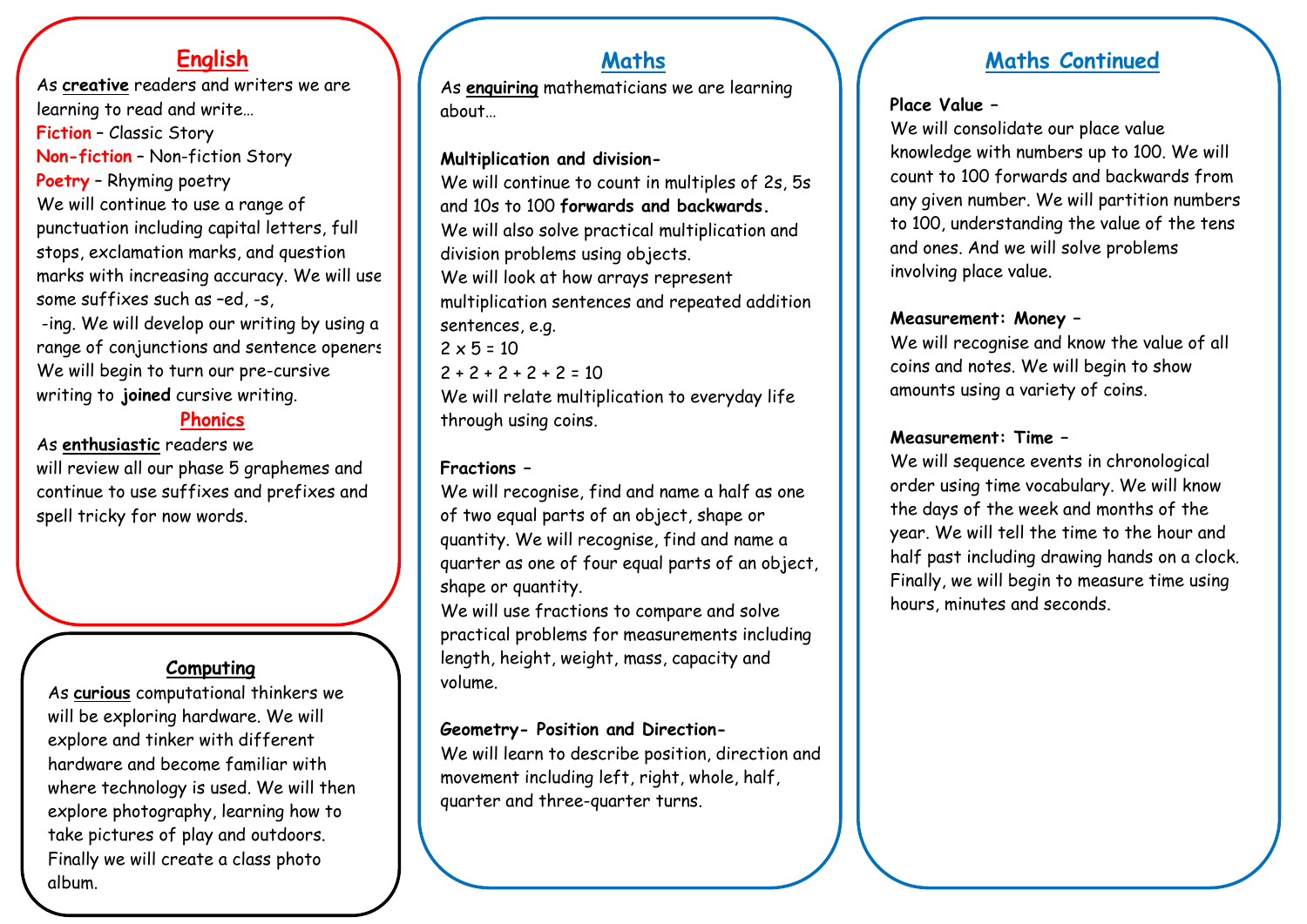## English

As **creative** readers and writers we are learning to read and write…

**Fiction** – Classic Story
**Non-fiction** – Non-fiction Story
**Poetry** – Rhyming poetry

We will continue to use a range of punctuation including capital letters, full stops, exclamation marks, and question marks with increasing accuracy. We will use some suffixes such as –ed, -s, -ing. We will develop our writing by using a range of conjunctions and sentence openers. We will begin to turn our pre-cursive writing to **joined** cursive writing.

## Phonics

As **enthusiastic** readers we will review all our phase 5 graphemes and continue to use suffixes and prefixes and spell tricky for now words.

## Computing

As **curious** computational thinkers we will be exploring hardware. We will explore and tinker with different hardware and become familiar with where technology is used. We will then explore photography, learning how to take pictures of play and outdoors. Finally we will create a class photo album.

## Maths

As **enquiring** mathematicians we are learning about…

**Multiplication and division-**
We will continue to count in multiples of 2s, 5s and 10s to 100 **forwards and backwards.**
We will also solve practical multiplication and division problems using objects.
We will look at how arrays represent multiplication sentences and repeated addition sentences, e.g.

$2 \times 5 = 10$

$2 + 2 + 2 + 2 + 2 = 10$

We will relate multiplication to everyday life through using coins.

**Fractions –**
We will recognise, find and name a half as one of two equal parts of an object, shape or quantity. We will recognise, find and name a quarter as one of four equal parts of an object, shape or quantity.
We will use fractions to compare and solve practical problems for measurements including length, height, weight, mass, capacity and volume.

**Geometry- Position and Direction-**
We will learn to describe position, direction and movement including left, right, whole, half, quarter and three-quarter turns.

## Maths Continued

**Place Value –**
We will consolidate our place value knowledge with numbers up to 100. We will count to 100 forwards and backwards from any given number. We will partition numbers to 100, understanding the value of the tens and ones. And we will solve problems involving place value.

**Measurement: Money –**
We will recognise and know the value of all coins and notes. We will begin to show amounts using a variety of coins.

**Measurement: Time –**
We will sequence events in chronological order using time vocabulary. We will know the days of the week and months of the year. We will tell the time to the hour and half past including drawing hands on a clock. Finally, we will begin to measure time using hours, minutes and seconds.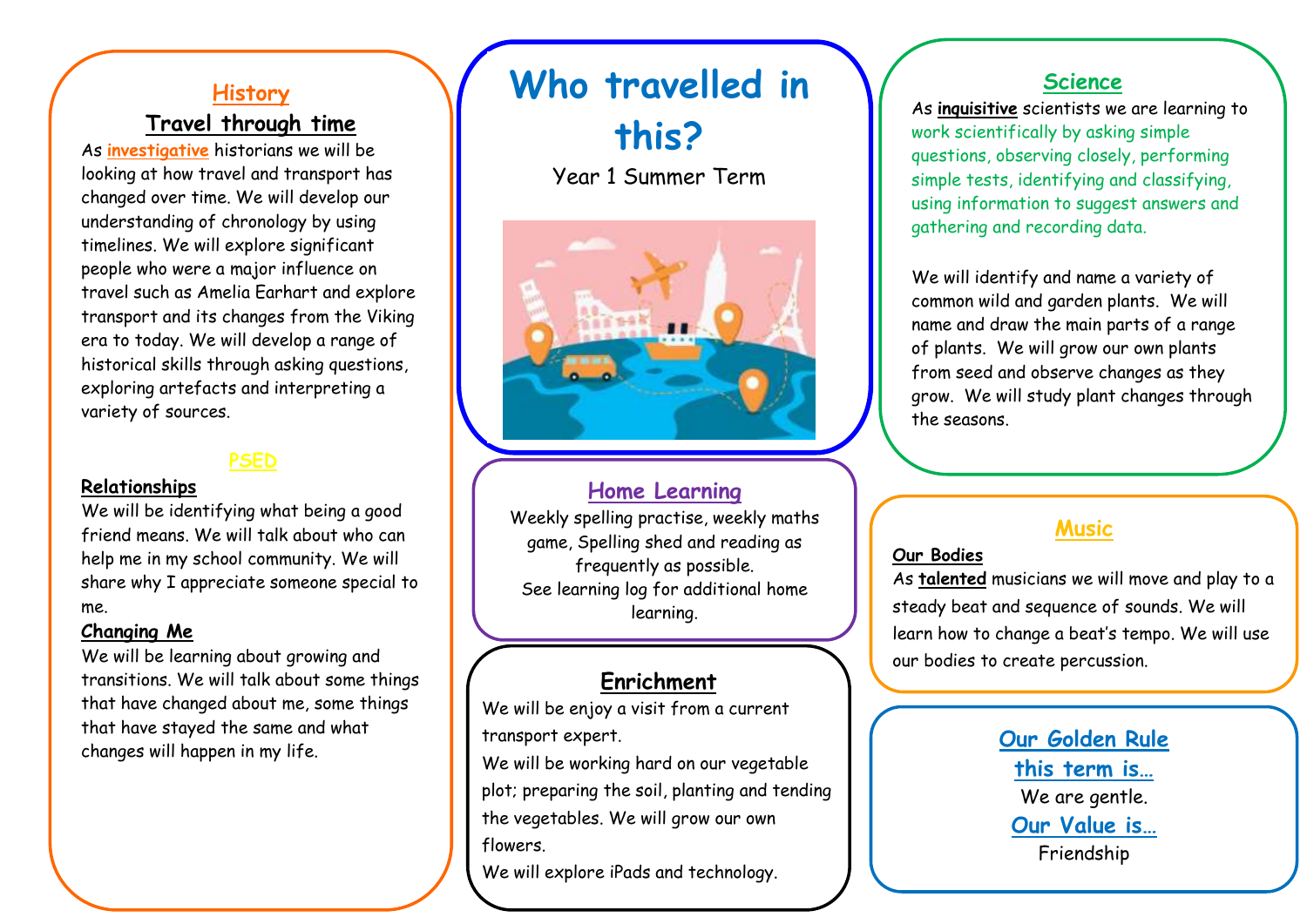# Who travelled in this?

Year 1 Summer Term

## History

### Travel through time

As **investigative** historians we will be looking at how travel and transport has changed over time. We will develop our understanding of chronology by using timelines. We will explore significant people who were a major influence on travel such as Amelia Earhart and explore transport and its changes from the Viking era to today. We will develop a range of historical skills through asking questions, exploring artefacts and interpreting a variety of sources.

## PSED

**Relationships**

We will be identifying what being a good friend means. We will talk about who can help me in my school community. We will share why I appreciate someone special to me.

**Changing Me**

We will be learning about growing and transitions. We will talk about some things that have changed about me, some things that have stayed the same and what changes will happen in my life.

## Home Learning

Weekly spelling practise, weekly maths game, Spelling shed and reading as frequently as possible.
See learning log for additional home learning.

## Enrichment

We will be enjoy a visit from a current transport expert.

We will be working hard on our vegetable plot; preparing the soil, planting and tending the vegetables. We will grow our own flowers.

We will explore iPads and technology.

## Science

As **inquisitive** scientists we are learning to work scientifically by asking simple questions, observing closely, performing simple tests, identifying and classifying, using information to suggest answers and gathering and recording data.

We will identify and name a variety of common wild and garden plants. We will name and draw the main parts of a range of plants. We will grow our own plants from seed and observe changes as they grow. We will study plant changes through the seasons.

## Music

**Our Bodies**

As **talented** musicians we will move and play to a steady beat and sequence of sounds. We will learn how to change a beat's tempo. We will use our bodies to create percussion.

## Our Golden Rule this term is…

We are gentle.

## Our Value is…

Friendship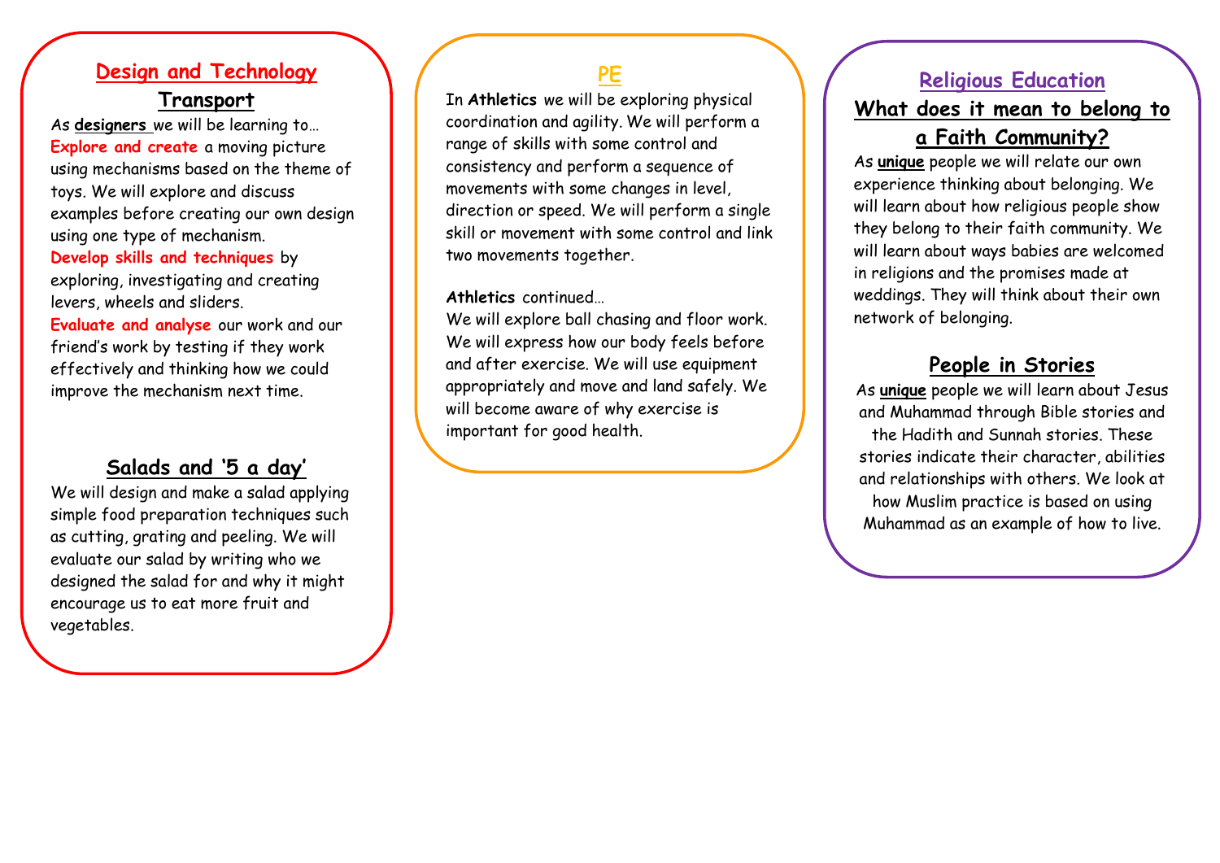## Design and Technology

### Transport

As **designers** we will be learning to…

**Explore and create** a moving picture using mechanisms based on the theme of toys. We will explore and discuss examples before creating our own design using one type of mechanism.

**Develop skills and techniques** by exploring, investigating and creating levers, wheels and sliders.

**Evaluate and analyse** our work and our friend's work by testing if they work effectively and thinking how we could improve the mechanism next time.

### Salads and '5 a day'

We will design and make a salad applying simple food preparation techniques such as cutting, grating and peeling. We will evaluate our salad by writing who we designed the salad for and why it might encourage us to eat more fruit and vegetables.

## PE

In **Athletics** we will be exploring physical coordination and agility. We will perform a range of skills with some control and consistency and perform a sequence of movements with some changes in level, direction or speed. We will perform a single skill or movement with some control and link two movements together.

**Athletics** continued…

We will explore ball chasing and floor work. We will express how our body feels before and after exercise. We will use equipment appropriately and move and land safely. We will become aware of why exercise is important for good health.

## Religious Education

### What does it mean to belong to a Faith Community?

As **unique** people we will relate our own experience thinking about belonging. We will learn about how religious people show they belong to their faith community. We will learn about ways babies are welcomed in religions and the promises made at weddings. They will think about their own network of belonging.

### People in Stories

As **unique** people we will learn about Jesus and Muhammad through Bible stories and the Hadith and Sunnah stories. These stories indicate their character, abilities and relationships with others. We look at how Muslim practice is based on using Muhammad as an example of how to live.